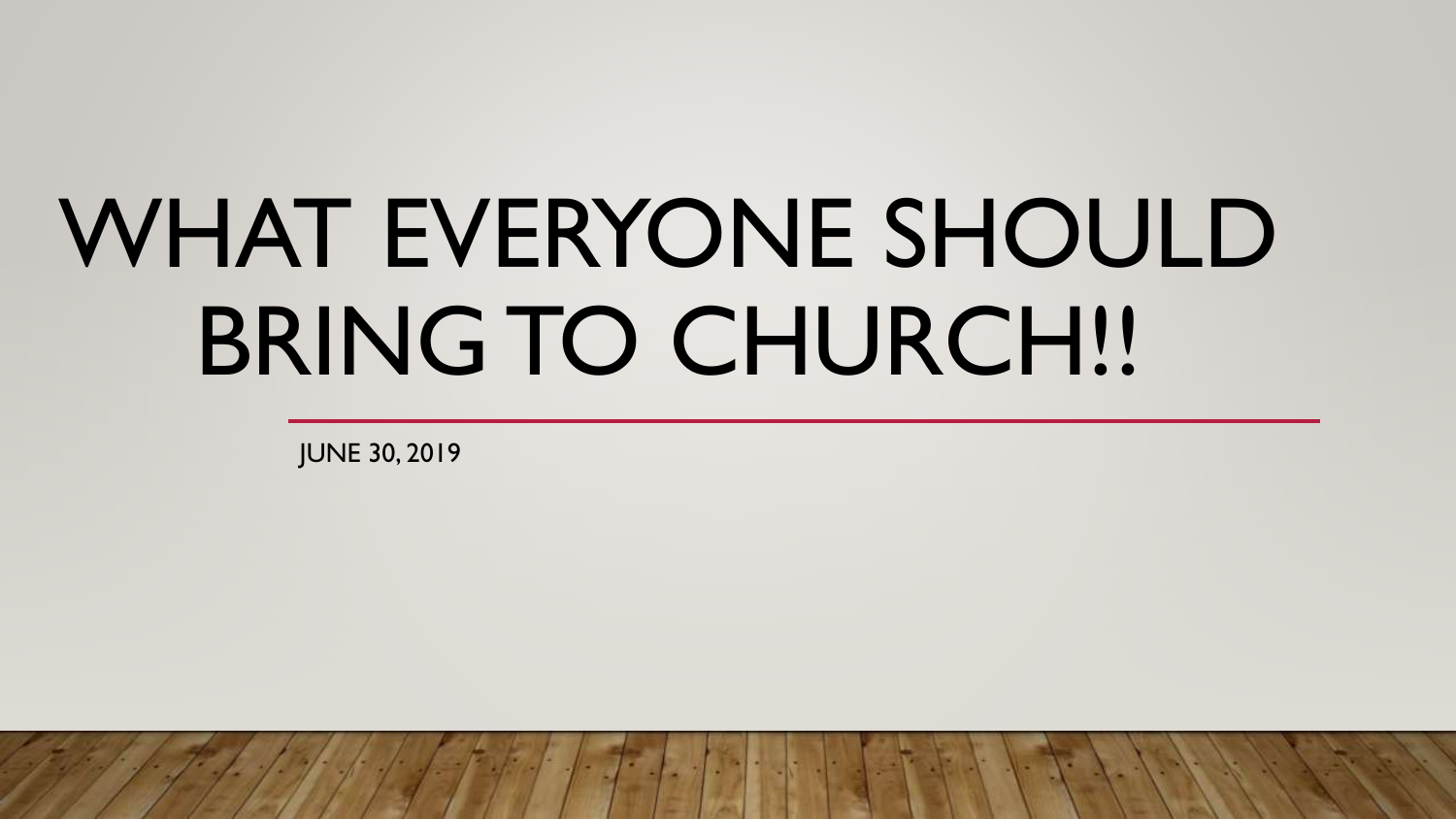# WHAT EVERYONE SHOULD BRING TO CHURCH!!

JUNE 30, 2019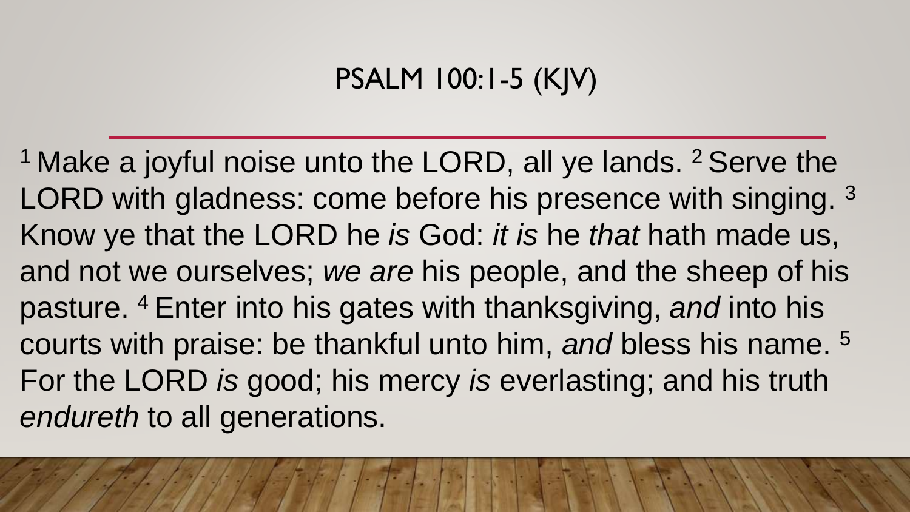# PSALM 100:1-5 (KJV)

[1] Make a joyful noise unto the LORD, all ye lands. [2] Serve the LORD with gladness: come before his presence with singing. [3] Know ye that the LORD he *is* God: *it is* he *that* hath made us, and not we ourselves; *we are* his people, and the sheep of his pasture. [4] Enter into his gates with thanksgiving, *and* into his courts with praise: be thankful unto him, *and* bless his name. [5] For the LORD *is* good; his mercy *is* everlasting; and his truth *endureth* to all generations.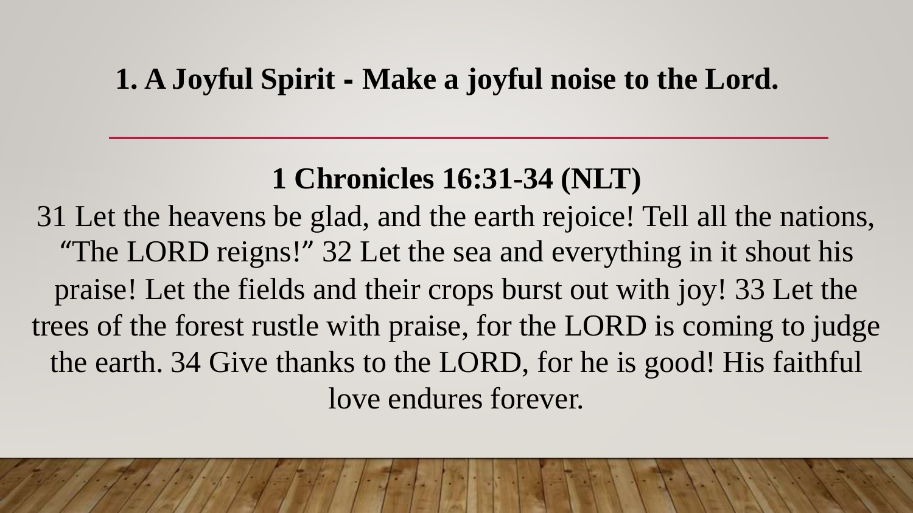## 1. A Joyful Spirit - Make a joyful noise to the Lord.

**1 Chronicles 16:31-34 (NLT)**

31 Let the heavens be glad, and the earth rejoice! Tell all the nations, “The LORD reigns!” 32 Let the sea and everything in it shout his praise! Let the fields and their crops burst out with joy! 33 Let the trees of the forest rustle with praise, for the LORD is coming to judge the earth. 34 Give thanks to the LORD, for he is good! His faithful love endures forever.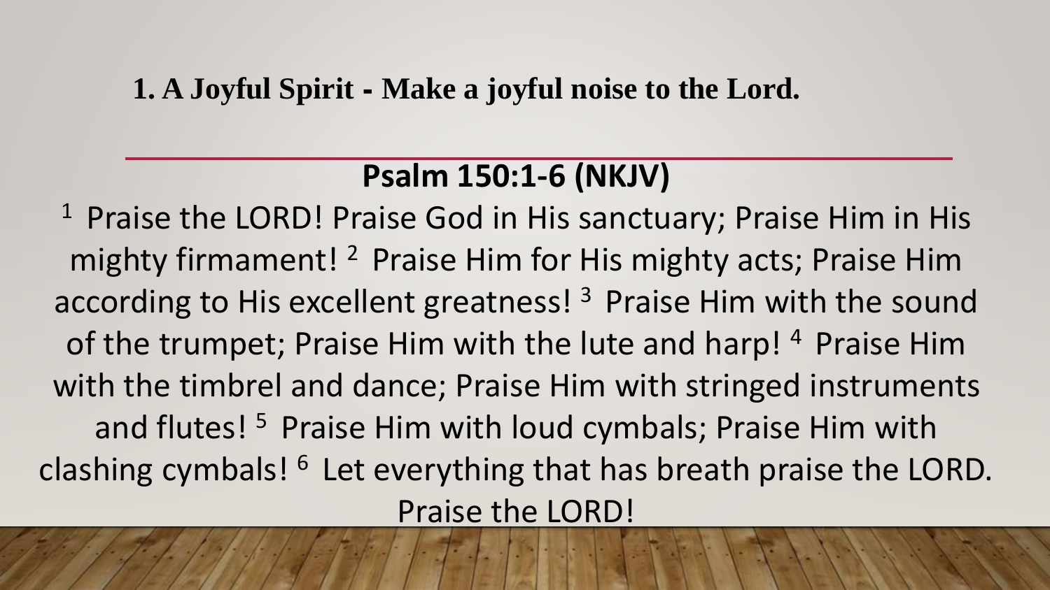**1. A Joyful Spirit - Make a joyful noise to the Lord.**

## Psalm 150:1-6 (NKJV)

[1] Praise the LORD! Praise God in His sanctuary; Praise Him in His mighty firmament! [2] Praise Him for His mighty acts; Praise Him according to His excellent greatness! [3] Praise Him with the sound of the trumpet; Praise Him with the lute and harp! [4] Praise Him with the timbrel and dance; Praise Him with stringed instruments and flutes! [5] Praise Him with loud cymbals; Praise Him with clashing cymbals! [6] Let everything that has breath praise the LORD. Praise the LORD!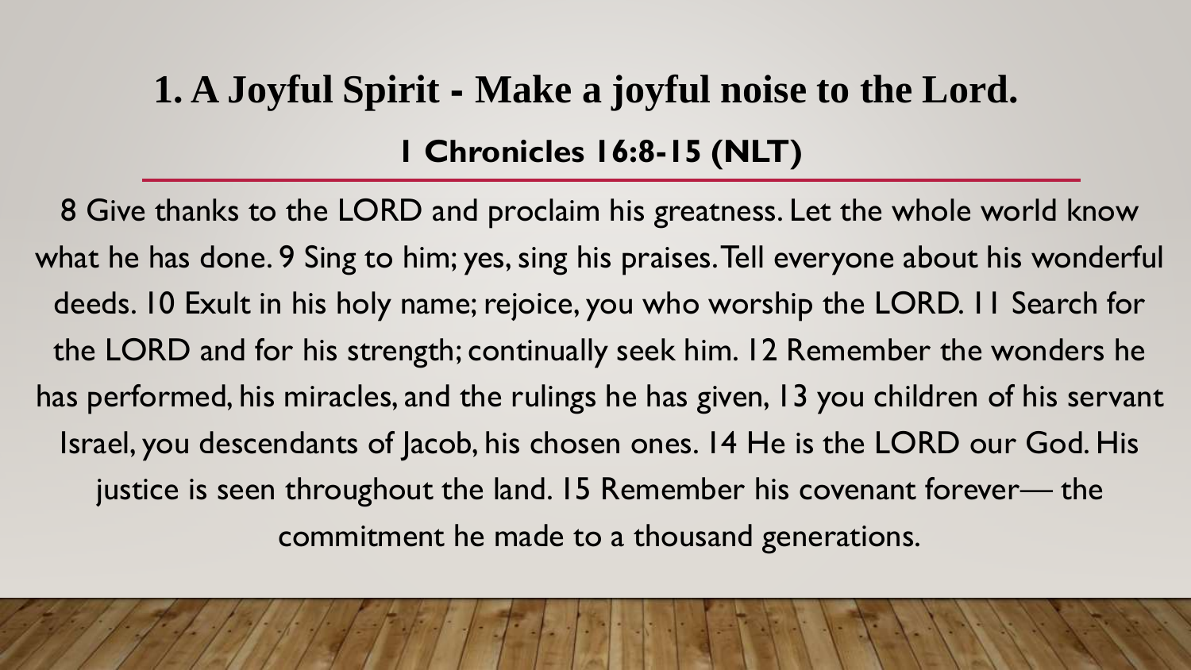# 1. A Joyful Spirit - Make a joyful noise to the Lord.

## 1 Chronicles 16:8-15 (NLT)

8 Give thanks to the LORD and proclaim his greatness. Let the whole world know what he has done. 9 Sing to him; yes, sing his praises. Tell everyone about his wonderful deeds. 10 Exult in his holy name; rejoice, you who worship the LORD. 11 Search for the LORD and for his strength; continually seek him. 12 Remember the wonders he has performed, his miracles, and the rulings he has given, 13 you children of his servant Israel, you descendants of Jacob, his chosen ones. 14 He is the LORD our God. His justice is seen throughout the land. 15 Remember his covenant forever— the commitment he made to a thousand generations.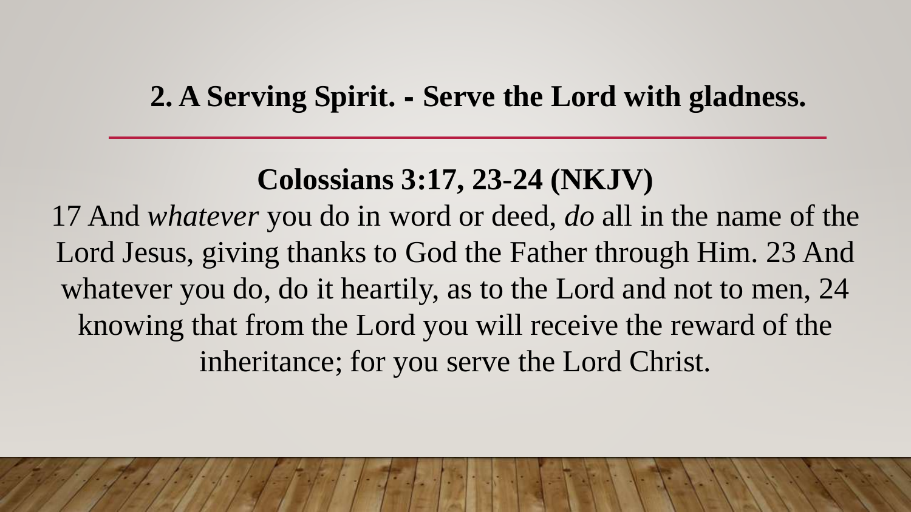## 2. A Serving Spirit. - Serve the Lord with gladness.

**Colossians 3:17, 23-24 (NKJV)**

17 And *whatever* you do in word or deed, *do* all in the name of the Lord Jesus, giving thanks to God the Father through Him. 23 And whatever you do, do it heartily, as to the Lord and not to men, 24 knowing that from the Lord you will receive the reward of the inheritance; for you serve the Lord Christ.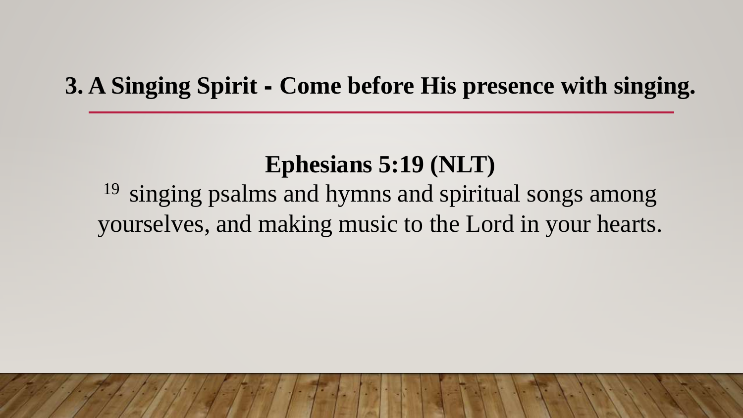## 3. A Singing Spirit - Come before His presence with singing.

**Ephesians 5:19 (NLT)**

[19] singing psalms and hymns and spiritual songs among yourselves, and making music to the Lord in your hearts.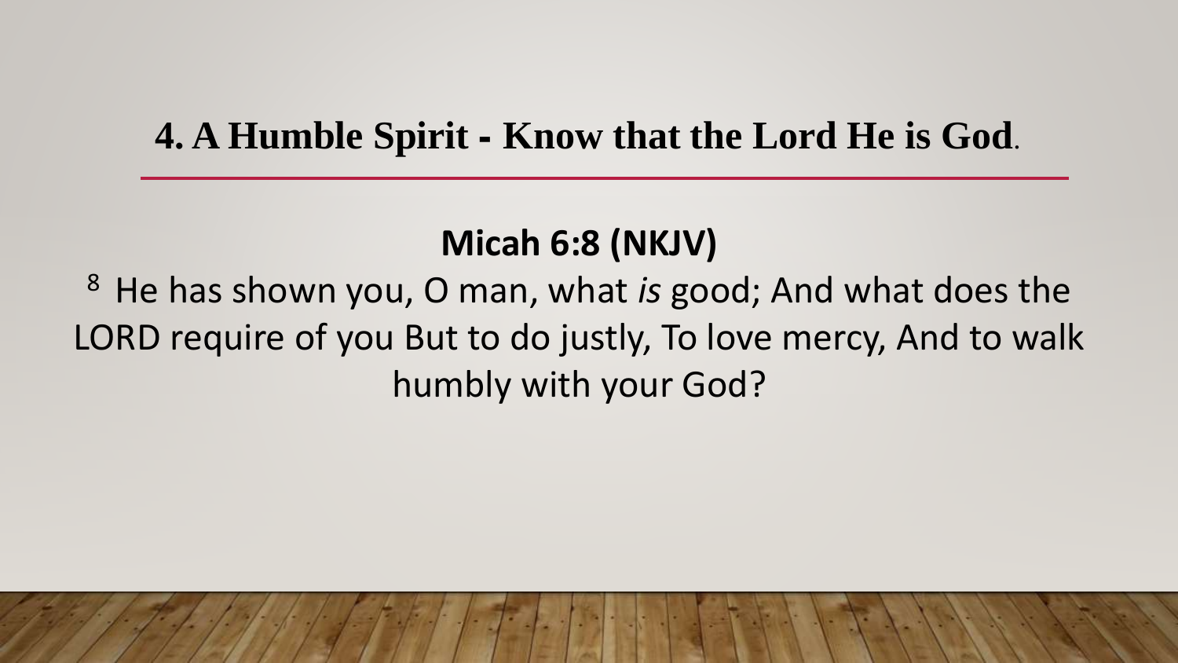## 4. A Humble Spirit - Know that the Lord He is God.

**Micah 6:8 (NKJV)**

[8] He has shown you, O man, what *is* good; And what does the LORD require of you But to do justly, To love mercy, And to walk humbly with your God?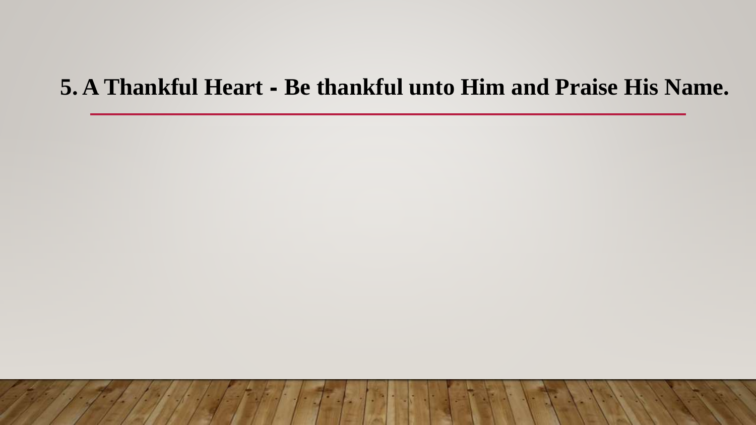## 5. A Thankful Heart - Be thankful unto Him and Praise His Name.